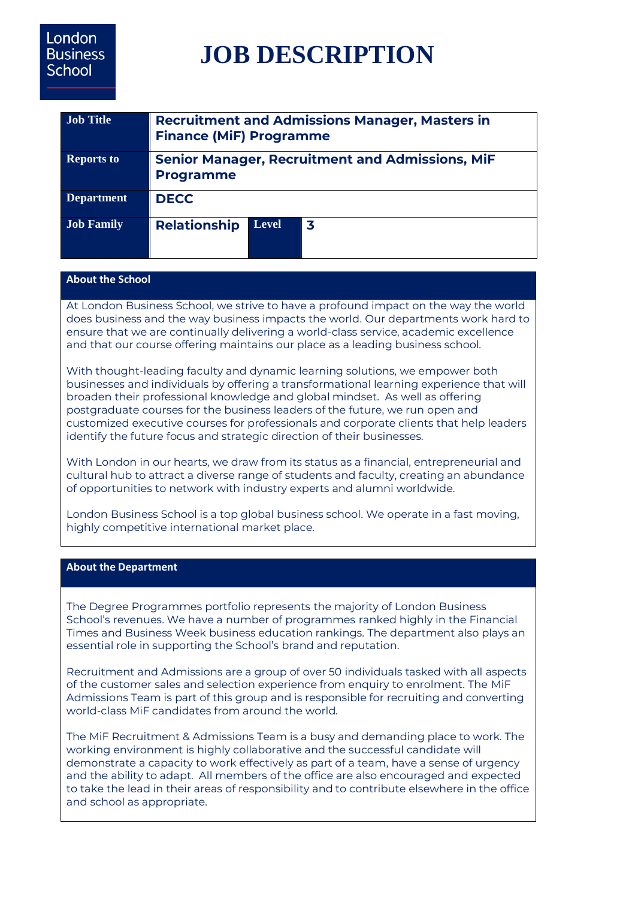London Business School

# JOB DESCRIPTION

| | | | |
|---|---|---|---|
| **Job Title** | **Recruitment and Admissions Manager, Masters in Finance (MiF) Programme** | | |
| **Reports to** | **Senior Manager, Recruitment and Admissions, MiF Programme** | | |
| **Department** | **DECC** | | |
| **Job Family** | **Relationship** | **Level** | **3** |

## About the School

At London Business School, we strive to have a profound impact on the way the world does business and the way business impacts the world. Our departments work hard to ensure that we are continually delivering a world-class service, academic excellence and that our course offering maintains our place as a leading business school.

With thought-leading faculty and dynamic learning solutions, we empower both businesses and individuals by offering a transformational learning experience that will broaden their professional knowledge and global mindset. As well as offering postgraduate courses for the business leaders of the future, we run open and customized executive courses for professionals and corporate clients that help leaders identify the future focus and strategic direction of their businesses.

With London in our hearts, we draw from its status as a financial, entrepreneurial and cultural hub to attract a diverse range of students and faculty, creating an abundance of opportunities to network with industry experts and alumni worldwide.

London Business School is a top global business school. We operate in a fast moving, highly competitive international market place.

## About the Department

The Degree Programmes portfolio represents the majority of London Business School's revenues. We have a number of programmes ranked highly in the Financial Times and Business Week business education rankings. The department also plays an essential role in supporting the School's brand and reputation.

Recruitment and Admissions are a group of over 50 individuals tasked with all aspects of the customer sales and selection experience from enquiry to enrolment. The MiF Admissions Team is part of this group and is responsible for recruiting and converting world-class MiF candidates from around the world.

The MiF Recruitment & Admissions Team is a busy and demanding place to work. The working environment is highly collaborative and the successful candidate will demonstrate a capacity to work effectively as part of a team, have a sense of urgency and the ability to adapt. All members of the office are also encouraged and expected to take the lead in their areas of responsibility and to contribute elsewhere in the office and school as appropriate.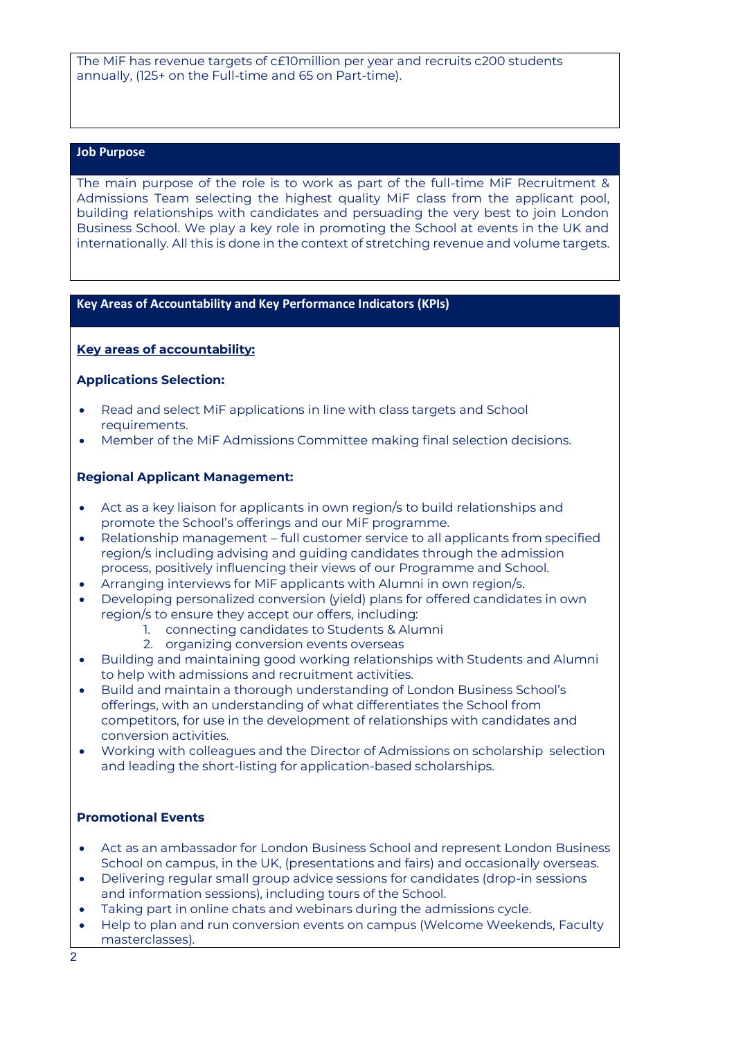The MiF has revenue targets of c£10million per year and recruits c200 students annually, (125+ on the Full-time and 65 on Part-time).

## Job Purpose

The main purpose of the role is to work as part of the full-time MiF Recruitment & Admissions Team selecting the highest quality MiF class from the applicant pool, building relationships with candidates and persuading the very best to join London Business School. We play a key role in promoting the School at events in the UK and internationally. All this is done in the context of stretching revenue and volume targets.

## Key Areas of Accountability and Key Performance Indicators (KPIs)

**Key areas of accountability:**

**Applications Selection:**

- Read and select MiF applications in line with class targets and School requirements.
- Member of the MiF Admissions Committee making final selection decisions.

**Regional Applicant Management:**

- Act as a key liaison for applicants in own region/s to build relationships and promote the School's offerings and our MiF programme.
- Relationship management – full customer service to all applicants from specified region/s including advising and guiding candidates through the admission process, positively influencing their views of our Programme and School.
- Arranging interviews for MiF applicants with Alumni in own region/s.
- Developing personalized conversion (yield) plans for offered candidates in own region/s to ensure they accept our offers, including:
    1. connecting candidates to Students & Alumni
    2. organizing conversion events overseas
- Building and maintaining good working relationships with Students and Alumni to help with admissions and recruitment activities.
- Build and maintain a thorough understanding of London Business School's offerings, with an understanding of what differentiates the School from competitors, for use in the development of relationships with candidates and conversion activities.
- Working with colleagues and the Director of Admissions on scholarship selection and leading the short-listing for application-based scholarships.

**Promotional Events**

- Act as an ambassador for London Business School and represent London Business School on campus, in the UK, (presentations and fairs) and occasionally overseas.
- Delivering regular small group advice sessions for candidates (drop-in sessions and information sessions), including tours of the School.
- Taking part in online chats and webinars during the admissions cycle.
- Help to plan and run conversion events on campus (Welcome Weekends, Faculty masterclasses).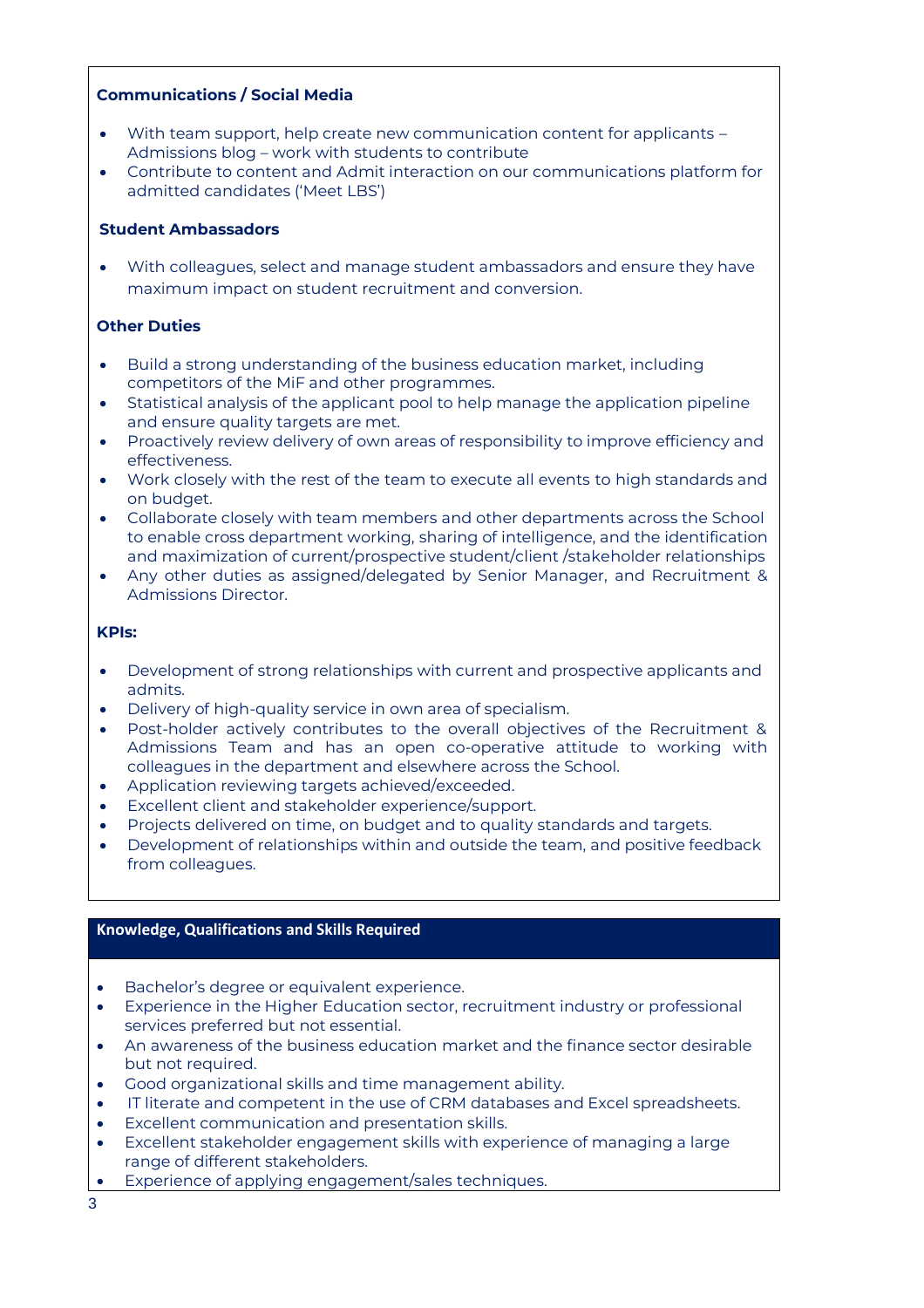**Communications / Social Media**

- With team support, help create new communication content for applicants – Admissions blog – work with students to contribute
- Contribute to content and Admit interaction on our communications platform for admitted candidates ('Meet LBS')

**Student Ambassadors**

- With colleagues, select and manage student ambassadors and ensure they have maximum impact on student recruitment and conversion.

**Other Duties**

- Build a strong understanding of the business education market, including competitors of the MiF and other programmes.
- Statistical analysis of the applicant pool to help manage the application pipeline and ensure quality targets are met.
- Proactively review delivery of own areas of responsibility to improve efficiency and effectiveness.
- Work closely with the rest of the team to execute all events to high standards and on budget.
- Collaborate closely with team members and other departments across the School to enable cross department working, sharing of intelligence, and the identification and maximization of current/prospective student/client /stakeholder relationships
- Any other duties as assigned/delegated by Senior Manager, and Recruitment & Admissions Director.

**KPIs:**

- Development of strong relationships with current and prospective applicants and admits.
- Delivery of high-quality service in own area of specialism.
- Post-holder actively contributes to the overall objectives of the Recruitment & Admissions Team and has an open co-operative attitude to working with colleagues in the department and elsewhere across the School.
- Application reviewing targets achieved/exceeded.
- Excellent client and stakeholder experience/support.
- Projects delivered on time, on budget and to quality standards and targets.
- Development of relationships within and outside the team, and positive feedback from colleagues.

## Knowledge, Qualifications and Skills Required

- Bachelor's degree or equivalent experience.
- Experience in the Higher Education sector, recruitment industry or professional services preferred but not essential.
- An awareness of the business education market and the finance sector desirable but not required.
- Good organizational skills and time management ability.
- IT literate and competent in the use of CRM databases and Excel spreadsheets.
- Excellent communication and presentation skills.
- Excellent stakeholder engagement skills with experience of managing a large range of different stakeholders.
- Experience of applying engagement/sales techniques.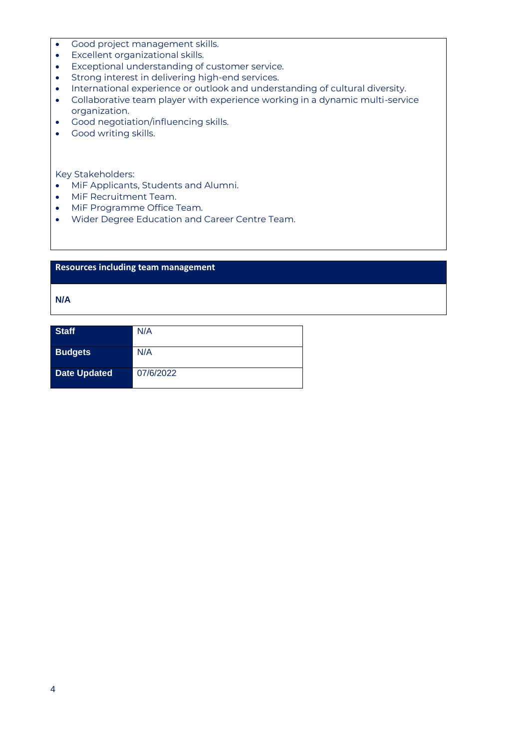- Good project management skills.
- Excellent organizational skills.
- Exceptional understanding of customer service.
- Strong interest in delivering high-end services.
- International experience or outlook and understanding of cultural diversity.
- Collaborative team player with experience working in a dynamic multi-service organization.
- Good negotiation/influencing skills.
- Good writing skills.

Key Stakeholders:

- MiF Applicants, Students and Alumni.
- MiF Recruitment Team.
- MiF Programme Office Team.
- Wider Degree Education and Career Centre Team.

## Resources including team management

**N/A**

| | |
|---|---|
| **Staff** | N/A |
| **Budgets** | N/A |
| **Date Updated** | 07/6/2022 |